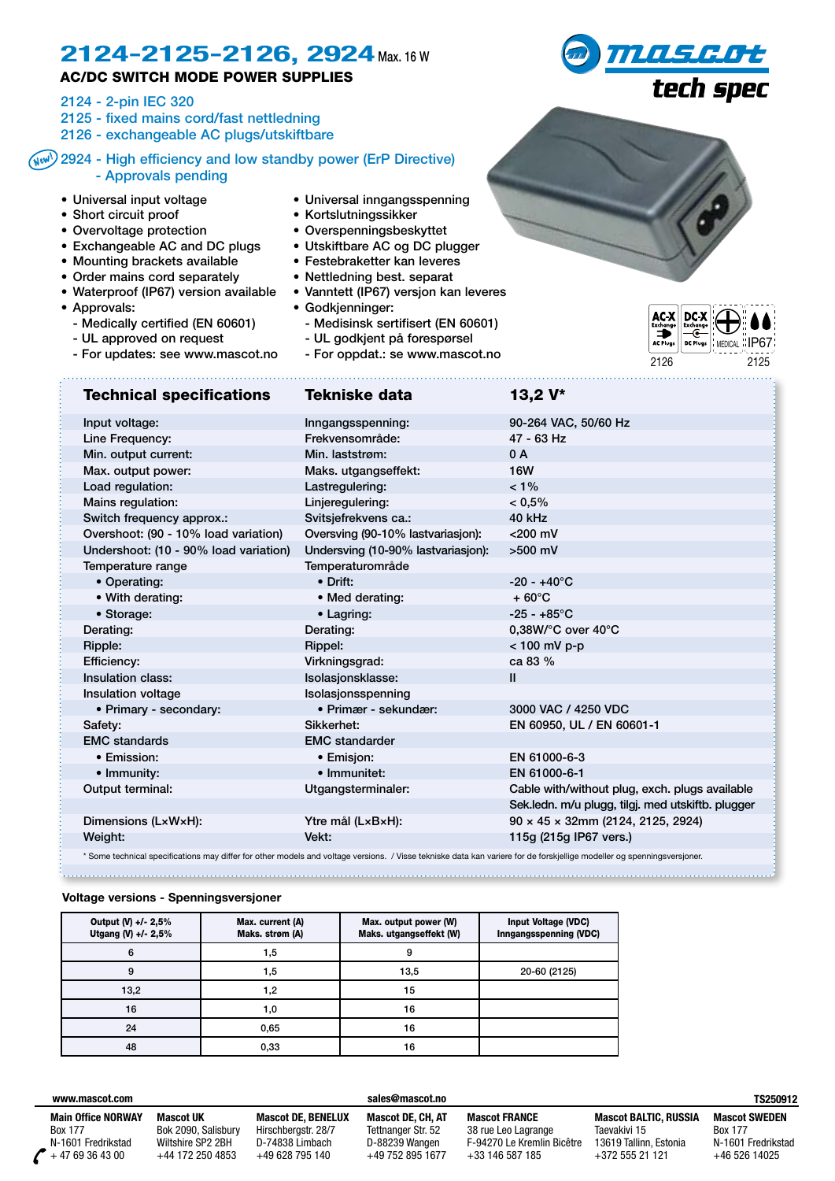# 2124-2125-2126, 2924 Max. 16 W

## AC/DC SWITCH MODE POWER SUPPLIES

2124 - 2-pin IEC 320
2125 - fixed mains cord/fast nettledning
2126 - exchangeable AC plugs/utskiftbare

New! 2924 - High efficiency and low standby power (ErP Directive)
- Approvals pending

- Universal input voltage
- Short circuit proof
- Overvoltage protection
- Exchangeable AC and DC plugs
- Mounting brackets available
- Order mains cord separately
- Waterproof (IP67) version available
- Approvals:
  - Medically certified (EN 60601)
  - UL approved on request
  - For updates: see www.mascot.no

- Universal inngangsspenning
- Kortslutningssikker
- Overspenningsbeskyttet
- Utskiftbare AC og DC plugger
- Festebraketter kan leveres
- Nettledning best. separat
- Vanntett (IP67) versjon kan leveres
- Godkjenninger:
  - Medisinsk sertifisert (EN 60601)
  - UL godkjent på forespørsel
  - For oppdat.: se www.mascot.no

AC-X Exchange AC Plugs | DC-X Exchange DC Plugs | MEDICAL | IP67

2126 | 2125

| Technical specifications | Tekniske data | 13,2 V* |
|---|---|---|
| Input voltage: | Inngangsspenning: | 90-264 VAC, 50/60 Hz |
| Line Frequency: | Frekvensområde: | 47 - 63 Hz |
| Min. output current: | Min. laststrøm: | 0 A |
| Max. output power: | Maks. utgangseffekt: | 16W |
| Load regulation: | Lastregulering: | < 1% |
| Mains regulation: | Linjeregulering: | < 0,5% |
| Switch frequency approx.: | Svitsjefrekvens ca.: | 40 kHz |
| Overshoot: (90 - 10% load variation) | Oversving (90-10% lastvariasjon): | <200 mV |
| Undershoot: (10 - 90% load variation) | Undersving (10-90% lastvariasjon): | >500 mV |
| Temperature range | Temperaturområde | |
| • Operating: | • Drift: | -20 - +40°C |
| • With derating: | • Med derating: | + 60°C |
| • Storage: | • Lagring: | -25 - +85°C |
| Derating: | Derating: | 0,38W/°C over 40°C |
| Ripple: | Rippel: | < 100 mV p-p |
| Efficiency: | Virkningsgrad: | ca 83 % |
| Insulation class: | Isolasjonsklasse: | II |
| Insulation voltage | Isolasjonsspenning | |
| • Primary - secondary: | • Primær - sekundær: | 3000 VAC / 4250 VDC |
| Safety: | Sikkerhet: | EN 60950, UL / EN 60601-1 |
| EMC standards | EMC standarder | |
| • Emission: | • Emisjon: | EN 61000-6-3 |
| • Immunity: | • Immunitet: | EN 61000-6-1 |
| Output terminal: | Utgangsterminaler: | Cable with/without plug, exch. plugs available |
| | | Sek.ledn. m/u plugg, tilgj. med utskiftb. plugger |
| Dimensions (L×W×H): | Ytre mål (L×B×H): | 90 × 45 × 32mm (2124, 2125, 2924) |
| Weight: | Vekt: | 115g (215g IP67 vers.) |

\* Some technical specifications may differ for other models and voltage versions. / Visse tekniske data kan variere for de forskjellige modeller og spenningsversjoner.

### Voltage versions - Spenningsversjoner

| Output (V) +/- 2,5% Utgang (V) +/- 2,5% | Max. current (A) Maks. strøm (A) | Max. output power (W) Maks. utgangseffekt (W) | Input Voltage (VDC) Inngangsspenning (VDC) |
|---|---|---|---|
| 6 | 1,5 | 9 | |
| 9 | 1,5 | 13,5 | 20-60 (2125) |
| 13,2 | 1,2 | 15 | |
| 16 | 1,0 | 16 | |
| 24 | 0,65 | 16 | |
| 48 | 0,33 | 16 | |

www.mascot.com | sales@mascot.no | TS250912

**Main Office NORWAY**
Box 177
N-1601 Fredrikstad
+ 47 69 36 43 00

**Mascot UK**
Bok 2090, Salisbury
Wiltshire SP2 2BH
+44 172 250 4853

**Mascot DE, BENELUX**
Hirschbergstr. 28/7
D-74838 Limbach
+49 628 795 140

**Mascot DE, CH, AT**
Tettnanger Str. 52
D-88239 Wangen
+49 752 895 1677

**Mascot FRANCE**
38 rue Leo Lagrange
F-94270 Le Kremlin Bicêtre
+33 146 587 185

**Mascot BALTIC, RUSSIA**
Taevakivi 15
13619 Tallinn, Estonia
+372 555 21 121

**Mascot SWEDEN**
Box 177
N-1601 Fredrikstad
+46 526 14025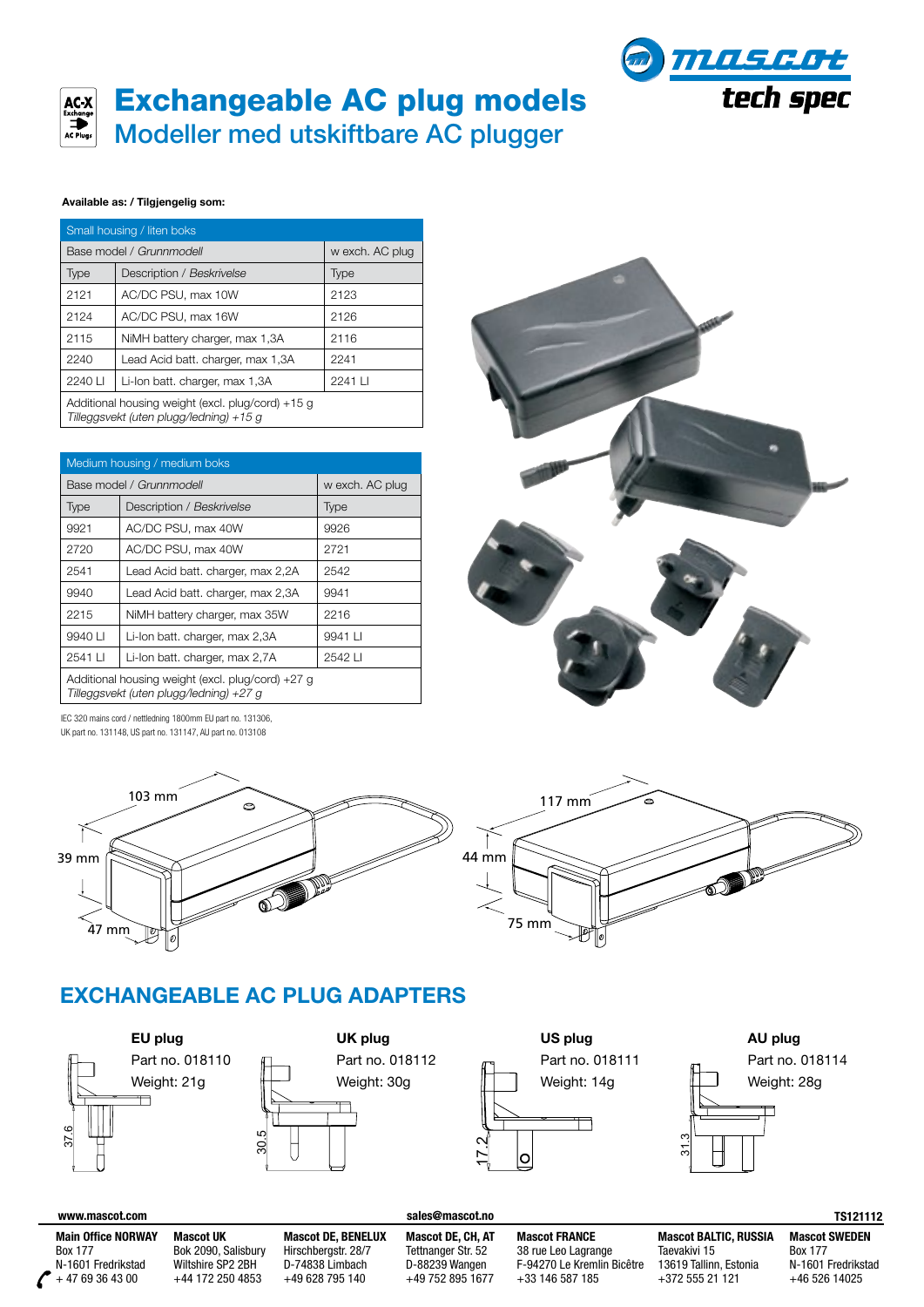# Exchangeable AC plug models

## Modeller med utskiftbare AC plugger

**Available as: / Tilgjengelig som:**

| Small housing / liten boks | | |
|---|---|---|
| Base model / *Grunnmodell* | | w exch. AC plug |
| Type | Description / *Beskrivelse* | Type |
| 2121 | AC/DC PSU, max 10W | 2123 |
| 2124 | AC/DC PSU, max 16W | 2126 |
| 2115 | NiMH battery charger, max 1,3A | 2116 |
| 2240 | Lead Acid batt. charger, max 1,3A | 2241 |
| 2240 LI | Li-Ion batt. charger, max 1,3A | 2241 LI |
| Additional housing weight (excl. plug/cord) +15 g *Tilleggsvekt (uten plugg/ledning) +15 g* | | |

| Medium housing / medium boks | | |
|---|---|---|
| Base model / *Grunnmodell* | | w exch. AC plug |
| Type | Description / *Beskrivelse* | Type |
| 9921 | AC/DC PSU, max 40W | 9926 |
| 2720 | AC/DC PSU, max 40W | 2721 |
| 2541 | Lead Acid batt. charger, max 2,2A | 2542 |
| 9940 | Lead Acid batt. charger, max 2,3A | 9941 |
| 2215 | NiMH battery charger, max 35W | 2216 |
| 9940 LI | Li-Ion batt. charger, max 2,3A | 9941 LI |
| 2541 LI | Li-Ion batt. charger, max 2,7A | 2542 LI |
| Additional housing weight (excl. plug/cord) +27 g *Tilleggsvekt (uten plugg/ledning) +27 g* | | |

IEC 320 mains cord / nettledning 1800mm EU part no. 131306,
UK part no. 131148, US part no. 131147, AU part no. 013108

103 mm
39 mm
47 mm

117 mm
44 mm
75 mm

## EXCHANGEABLE AC PLUG ADAPTERS

**EU plug**
Part no. 018110
Weight: 21g
37.6

**UK plug**
Part no. 018112
Weight: 30g
30.5

**US plug**
Part no. 018111
Weight: 14g
17.2

**AU plug**
Part no. 018114
Weight: 28g
31.3

**www.mascot.com** **sales@mascot.no** **TS121112**

**Main Office NORWAY**
Box 177
N-1601 Fredrikstad
+ 47 69 36 43 00

**Mascot UK**
Bok 2090, Salisbury
Wiltshire SP2 2BH
+44 172 250 4853

**Mascot DE, BENELUX**
Hirschbergstr. 28/7
D-74838 Limbach
+49 628 795 140

**Mascot DE, CH, AT**
Tettnanger Str. 52
D-88239 Wangen
+49 752 895 1677

**Mascot FRANCE**
38 rue Leo Lagrange
F-94270 Le Kremlin Bicêtre
+33 146 587 185

**Mascot BALTIC, RUSSIA**
Taevakivi 15
13619 Tallinn, Estonia
+372 555 21 121

**Mascot SWEDEN**
Box 177
N-1601 Fredrikstad
+46 526 14025